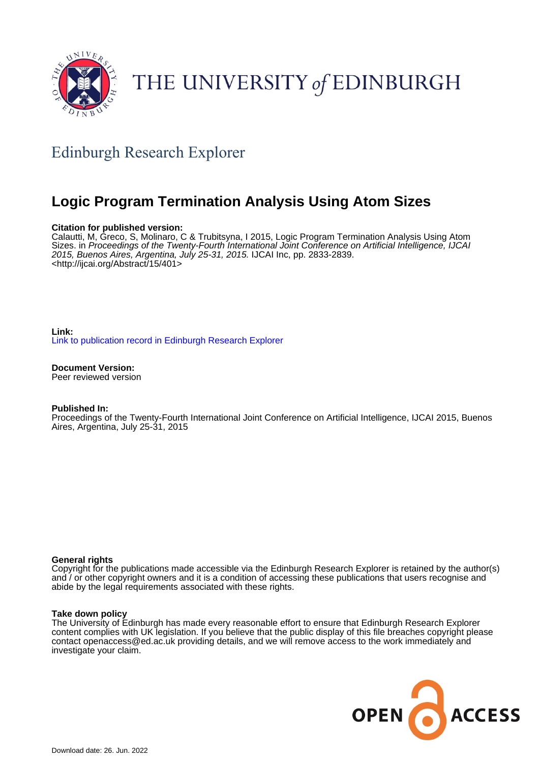THE UNIVERSITY of EDINBURGH

## Edinburgh Research Explorer

# Logic Program Termination Analysis Using Atom Sizes

**Citation for published version:**
Calautti, M, Greco, S, Molinaro, C & Trubitsyna, I 2015, Logic Program Termination Analysis Using Atom Sizes. in *Proceedings of the Twenty-Fourth International Joint Conference on Artificial Intelligence, IJCAI 2015, Buenos Aires, Argentina, July 25-31, 2015.* IJCAI Inc, pp. 2833-2839.
<http://ijcai.org/Abstract/15/401>

**Link:**
Link to publication record in Edinburgh Research Explorer

**Document Version:**
Peer reviewed version

**Published In:**
Proceedings of the Twenty-Fourth International Joint Conference on Artificial Intelligence, IJCAI 2015, Buenos Aires, Argentina, July 25-31, 2015

**General rights**
Copyright for the publications made accessible via the Edinburgh Research Explorer is retained by the author(s) and / or other copyright owners and it is a condition of accessing these publications that users recognise and abide by the legal requirements associated with these rights.

**Take down policy**
The University of Edinburgh has made every reasonable effort to ensure that Edinburgh Research Explorer content complies with UK legislation. If you believe that the public display of this file breaches copyright please contact openaccess@ed.ac.uk providing details, and we will remove access to the work immediately and investigate your claim.

OPEN ACCESS

Download date: 26. Jun. 2022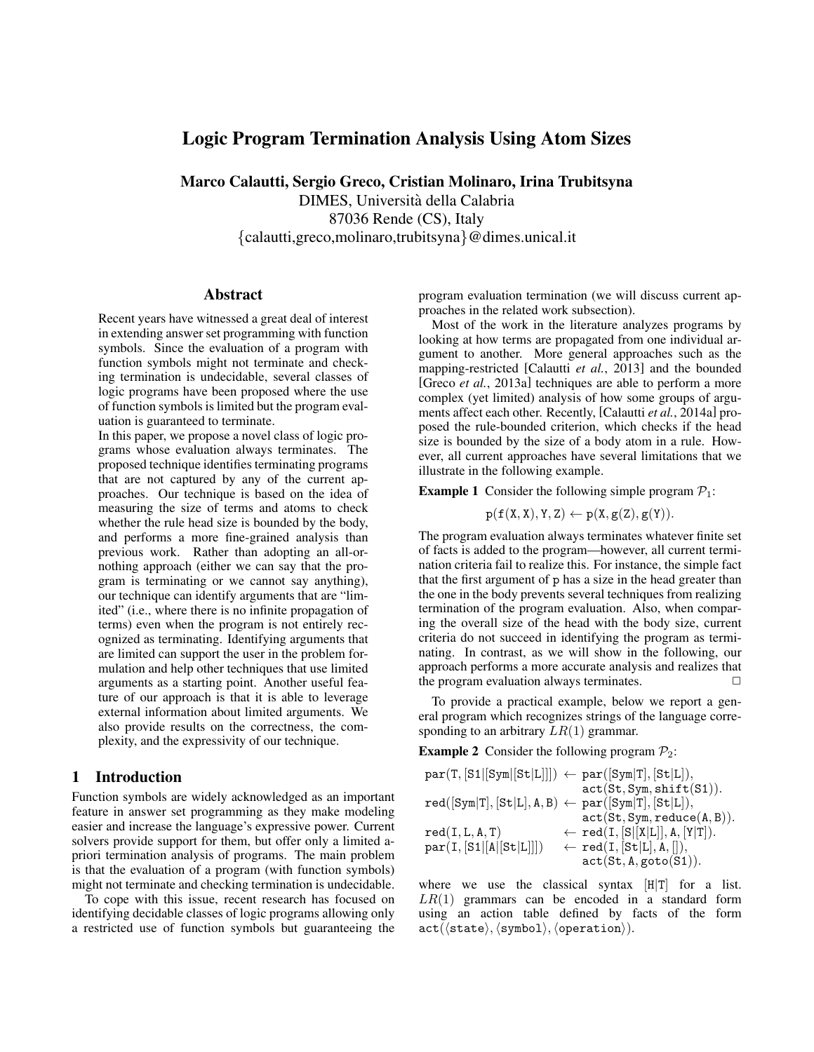# Logic Program Termination Analysis Using Atom Sizes

**Marco Calautti, Sergio Greco, Cristian Molinaro, Irina Trubitsyna**
DIMES, Università della Calabria
87036 Rende (CS), Italy
{calautti,greco,molinaro,trubitsyna}@dimes.unical.it

## Abstract

Recent years have witnessed a great deal of interest in extending answer set programming with function symbols. Since the evaluation of a program with function symbols might not terminate and checking termination is undecidable, several classes of logic programs have been proposed where the use of function symbols is limited but the program evaluation is guaranteed to terminate.

In this paper, we propose a novel class of logic programs whose evaluation always terminates. The proposed technique identifies terminating programs that are not captured by any of the current approaches. Our technique is based on the idea of measuring the size of terms and atoms to check whether the rule head size is bounded by the body, and performs a more fine-grained analysis than previous work. Rather than adopting an all-or-nothing approach (either we can say that the program is terminating or we cannot say anything), our technique can identify arguments that are "limited" (i.e., where there is no infinite propagation of terms) even when the program is not entirely recognized as terminating. Identifying arguments that are limited can support the user in the problem formulation and help other techniques that use limited arguments as a starting point. Another useful feature of our approach is that it is able to leverage external information about limited arguments. We also provide results on the correctness, the complexity, and the expressivity of our technique.

## 1 Introduction

Function symbols are widely acknowledged as an important feature in answer set programming as they make modeling easier and increase the language's expressive power. Current solvers provide support for them, but offer only a limited a-priori termination analysis of programs. The main problem is that the evaluation of a program (with function symbols) might not terminate and checking termination is undecidable.

To cope with this issue, recent research has focused on identifying decidable classes of logic programs allowing only a restricted use of function symbols but guaranteeing the program evaluation termination (we will discuss current approaches in the related work subsection).

Most of the work in the literature analyzes programs by looking at how terms are propagated from one individual argument to another. More general approaches such as the mapping-restricted [Calautti *et al.*, 2013] and the bounded [Greco *et al.*, 2013a] techniques are able to perform a more complex (yet limited) analysis of how some groups of arguments affect each other. Recently, [Calautti *et al.*, 2014a] proposed the rule-bounded criterion, which checks if the head size is bounded by the size of a body atom in a rule. However, all current approaches have several limitations that we illustrate in the following example.

**Example 1** Consider the following simple program $\mathcal{P}_1$:

$$\mathtt{p(f(X,X),Y,Z) \leftarrow p(X,g(Z),g(Y)).}$$

The program evaluation always terminates whatever finite set of facts is added to the program—however, all current termination criteria fail to realize this. For instance, the simple fact that the first argument of p has a size in the head greater than the one in the body prevents several techniques from realizing termination of the program evaluation. Also, when comparing the overall size of the head with the body size, current criteria do not succeed in identifying the program as terminating. In contrast, as we will show in the following, our approach performs a more accurate analysis and realizes that the program evaluation always terminates. □

To provide a practical example, below we report a general program which recognizes strings of the language corresponding to an arbitrary $LR(1)$ grammar.

**Example 2** Consider the following program $\mathcal{P}_2$:

```
par(T, [S1|[Sym|[St|L]]]) ← par([Sym|T], [St|L]),
                             act(St, Sym, shift(S1)).
red([Sym|T], [St|L], A, B) ← par([Sym|T], [St|L]),
                             act(St, Sym, reduce(A, B)).
red(I, L, A, T)            ← red(I, [S|[X|L]], A, [Y|T]).
par(I, [S1|[A|[St|L]]])    ← red(I, [St|L], A, []),
                             act(St, A, goto(S1)).
```

where we use the classical syntax [H|T] for a list. $LR(1)$ grammars can be encoded in a standard form using an action table defined by facts of the form act(⟨state⟩, ⟨symbol⟩, ⟨operation⟩).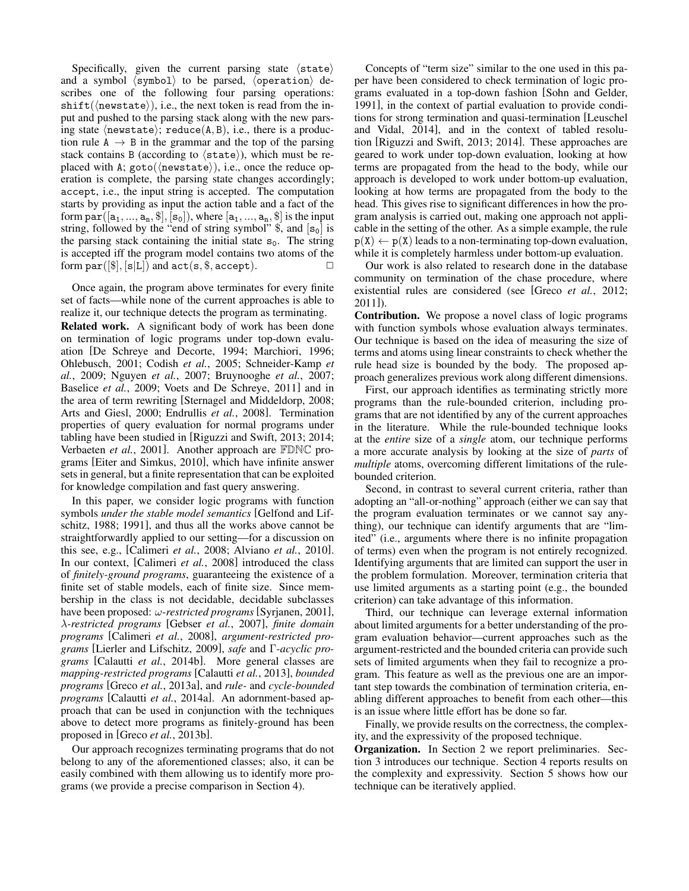Specifically, given the current parsing state $\langle\mathtt{state}\rangle$ and a symbol $\langle\mathtt{symbol}\rangle$ to be parsed, $\langle\mathtt{operation}\rangle$ describes one of the following four parsing operations: $\mathtt{shift}(\langle\mathtt{newstate}\rangle)$, i.e., the next token is read from the input and pushed to the parsing stack along with the new parsing state $\langle\mathtt{newstate}\rangle$; $\mathtt{reduce}(\mathtt{A},\mathtt{B})$, i.e., there is a production rule $\mathtt{A} \rightarrow \mathtt{B}$ in the grammar and the top of the parsing stack contains B (according to $\langle\mathtt{state}\rangle$), which must be replaced with A; $\mathtt{goto}(\langle\mathtt{newstate}\rangle)$, i.e., once the reduce operation is complete, the parsing state changes accordingly; accept, i.e., the input string is accepted. The computation starts by providing as input the action table and a fact of the form $\mathtt{par}([\mathtt{a}_1, ..., \mathtt{a}_n, \$], [\mathtt{s}_0])$, where $[\mathtt{a}_1, ..., \mathtt{a}_n, \$]$ is the input string, followed by the "end of string symbol" \$, and $[\mathtt{s}_0]$ is the parsing stack containing the initial state $\mathtt{s}_0$. The string is accepted iff the program model contains two atoms of the form $\mathtt{par}([\$], [\mathtt{s}|\mathtt{L}])$ and $\mathtt{act}(\mathtt{s}, \$, \mathtt{accept})$. □

Once again, the program above terminates for every finite set of facts—while none of the current approaches is able to realize it, our technique detects the program as terminating.

**Related work.** A significant body of work has been done on termination of logic programs under top-down evaluation [De Schreye and Decorte, 1994; Marchiori, 1996; Ohlebusch, 2001; Codish *et al.*, 2005; Schneider-Kamp *et al.*, 2009; Nguyen *et al.*, 2007; Bruynooghe *et al.*, 2007; Baselice *et al.*, 2009; Voets and De Schreye, 2011] and in the area of term rewriting [Sternagel and Middeldorp, 2008; Arts and Giesl, 2000; Endrullis *et al.*, 2008]. Termination properties of query evaluation for normal programs under tabling have been studied in [Riguzzi and Swift, 2013; 2014; Verbaeten *et al.*, 2001]. Another approach are $\mathbb{FDNC}$ programs [Eiter and Simkus, 2010], which have infinite answer sets in general, but a finite representation that can be exploited for knowledge compilation and fast query answering.

In this paper, we consider logic programs with function symbols *under the stable model semantics* [Gelfond and Lifschitz, 1988; 1991], and thus all the works above cannot be straightforwardly applied to our setting—for a discussion on this see, e.g., [Calimeri *et al.*, 2008; Alviano *et al.*, 2010]. In our context, [Calimeri *et al.*, 2008] introduced the class of *finitely-ground programs*, guaranteeing the existence of a finite set of stable models, each of finite size. Since membership in the class is not decidable, decidable subclasses have been proposed: *$\omega$-restricted programs* [Syrjanen, 2001], *$\lambda$-restricted programs* [Gebser *et al.*, 2007], *finite domain programs* [Calimeri *et al.*, 2008], *argument-restricted programs* [Lierler and Lifschitz, 2009], *safe* and *$\Gamma$-acyclic programs* [Calautti *et al.*, 2014b]. More general classes are *mapping-restricted programs* [Calautti *et al.*, 2013], *bounded programs* [Greco *et al.*, 2013a], and *rule-* and *cycle-bounded programs* [Calautti *et al.*, 2014a]. An adornment-based approach that can be used in conjunction with the techniques above to detect more programs as finitely-ground has been proposed in [Greco *et al.*, 2013b].

Our approach recognizes terminating programs that do not belong to any of the aforementioned classes; also, it can be easily combined with them allowing us to identify more programs (we provide a precise comparison in Section 4).

Concepts of "term size" similar to the one used in this paper have been considered to check termination of logic programs evaluated in a top-down fashion [Sohn and Gelder, 1991], in the context of partial evaluation to provide conditions for strong termination and quasi-termination [Leuschel and Vidal, 2014], and in the context of tabled resolution [Riguzzi and Swift, 2013; 2014]. These approaches are geared to work under top-down evaluation, looking at how terms are propagated from the head to the body, while our approach is developed to work under bottom-up evaluation, looking at how terms are propagated from the body to the head. This gives rise to significant differences in how the program analysis is carried out, making one approach not applicable in the setting of the other. As a simple example, the rule $\mathtt{p}(\mathtt{X}) \leftarrow \mathtt{p}(\mathtt{X})$ leads to a non-terminating top-down evaluation, while it is completely harmless under bottom-up evaluation.

Our work is also related to research done in the database community on termination of the chase procedure, where existential rules are considered (see [Greco *et al.*, 2012; 2011]).

**Contribution.** We propose a novel class of logic programs with function symbols whose evaluation always terminates. Our technique is based on the idea of measuring the size of terms and atoms using linear constraints to check whether the rule head size is bounded by the body. The proposed approach generalizes previous work along different dimensions.

First, our approach identifies as terminating strictly more programs than the rule-bounded criterion, including programs that are not identified by any of the current approaches in the literature. While the rule-bounded technique looks at the *entire* size of a *single* atom, our technique performs a more accurate analysis by looking at the size of *parts* of *multiple* atoms, overcoming different limitations of the rule-bounded criterion.

Second, in contrast to several current criteria, rather than adopting an "all-or-nothing" approach (either we can say that the program evaluation terminates or we cannot say anything), our technique can identify arguments that are "limited" (i.e., arguments where there is no infinite propagation of terms) even when the program is not entirely recognized. Identifying arguments that are limited can support the user in the problem formulation. Moreover, termination criteria that use limited arguments as a starting point (e.g., the bounded criterion) can take advantage of this information.

Third, our technique can leverage external information about limited arguments for a better understanding of the program evaluation behavior—current approaches such as the argument-restricted and the bounded criteria can provide such sets of limited arguments when they fail to recognize a program. This feature as well as the previous one are an important step towards the combination of termination criteria, enabling different approaches to benefit from each other—this is an issue where little effort has be done so far.

Finally, we provide results on the correctness, the complexity, and the expressivity of the proposed technique.

**Organization.** In Section 2 we report preliminaries. Section 3 introduces our technique. Section 4 reports results on the complexity and expressivity. Section 5 shows how our technique can be iteratively applied.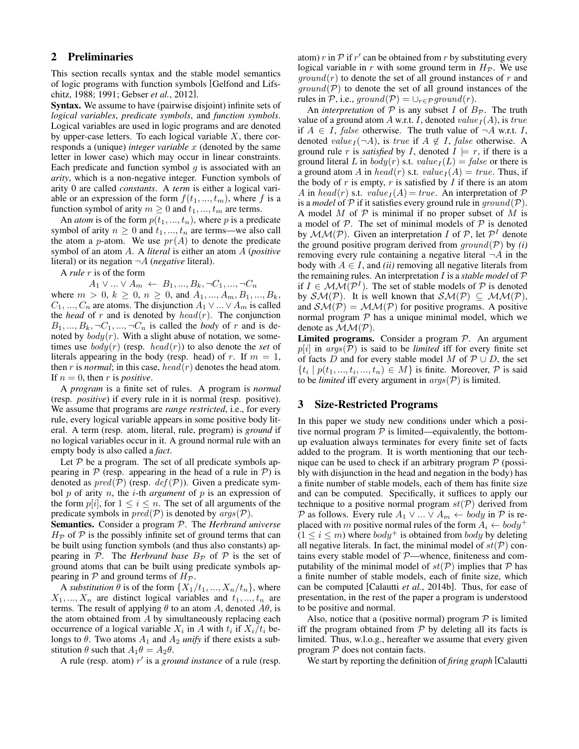## 2 Preliminaries

This section recalls syntax and the stable model semantics of logic programs with function symbols [Gelfond and Lifschitz, 1988; 1991; Gebser *et al.*, 2012].

**Syntax.** We assume to have (pairwise disjoint) infinite sets of *logical variables*, *predicate symbols*, and *function symbols*. Logical variables are used in logic programs and are denoted by upper-case letters. To each logical variable $X$, there corresponds a (unique) *integer variable* $x$ (denoted by the same letter in lower case) which may occur in linear constraints. Each predicate and function symbol $g$ is associated with an *arity*, which is a non-negative integer. Function symbols of arity 0 are called *constants*. A *term* is either a logical variable or an expression of the form $f(t_1, ..., t_m)$, where $f$ is a function symbol of arity $m \geq 0$ and $t_1, ..., t_m$ are terms.

An *atom* is of the form $p(t_1, ..., t_n)$, where $p$ is a predicate symbol of arity $n \geq 0$ and $t_1, ..., t_n$ are terms—we also call the atom a $p$-atom. We use $pr(A)$ to denote the predicate symbol of an atom $A$. A *literal* is either an atom $A$ (*positive* literal) or its negation $\neg A$ (*negative* literal).

A *rule* $r$ is of the form

$$A_1 \vee ... \vee A_m \leftarrow B_1, ..., B_k, \neg C_1, ..., \neg C_n$$

where $m > 0$, $k \geq 0$, $n \geq 0$, and $A_1, ..., A_m, B_1, ..., B_k, C_1, ..., C_n$ are atoms. The disjunction $A_1 \vee ... \vee A_m$ is called the *head* of $r$ and is denoted by $head(r)$. The conjunction $B_1, ..., B_k, \neg C_1, ..., \neg C_n$ is called the *body* of $r$ and is denoted by $body(r)$. With a slight abuse of notation, we sometimes use $body(r)$ (resp. $head(r)$) to also denote the *set* of literals appearing in the body (resp. head) of $r$. If $m = 1$, then $r$ is *normal*; in this case, $head(r)$ denotes the head atom. If $n = 0$, then $r$ is *positive*.

A *program* is a finite set of rules. A program is *normal* (resp. *positive*) if every rule in it is normal (resp. positive). We assume that programs are *range restricted*, i.e., for every rule, every logical variable appears in some positive body literal. A term (resp. atom, literal, rule, program) is *ground* if no logical variables occur in it. A ground normal rule with an empty body is also called a *fact*.

Let $\mathcal{P}$ be a program. The set of all predicate symbols appearing in $\mathcal{P}$ (resp. appearing in the head of a rule in $\mathcal{P}$) is denoted as $pred(\mathcal{P})$ (resp. $def(\mathcal{P})$). Given a predicate symbol $p$ of arity $n$, the $i$-th *argument* of $p$ is an expression of the form $p[i]$, for $1 \leq i \leq n$. The set of all arguments of the predicate symbols in $pred(\mathcal{P})$ is denoted by $args(\mathcal{P})$.

**Semantics.** Consider a program $\mathcal{P}$. The *Herbrand universe* $H_{\mathcal{P}}$ of $\mathcal{P}$ is the possibly infinite set of ground terms that can be built using function symbols (and thus also constants) appearing in $\mathcal{P}$. The *Herbrand base* $B_{\mathcal{P}}$ of $\mathcal{P}$ is the set of ground atoms that can be built using predicate symbols appearing in $\mathcal{P}$ and ground terms of $H_{\mathcal{P}}$.

A *substitution* $\theta$ is of the form $\{X_1/t_1, ..., X_n/t_n\}$, where $X_1, ..., X_n$ are distinct logical variables and $t_1, ..., t_n$ are terms. The result of applying $\theta$ to an atom $A$, denoted $A\theta$, is the atom obtained from $A$ by simultaneously replacing each occurrence of a logical variable $X_i$ in $A$ with $t_i$ if $X_i/t_i$ belongs to $\theta$. Two atoms $A_1$ and $A_2$ *unify* if there exists a substitution $\theta$ such that $A_1\theta = A_2\theta$.

A rule (resp. atom) $r'$ is a *ground instance* of a rule (resp. atom) $r$ in $\mathcal{P}$ if $r'$ can be obtained from $r$ by substituting every logical variable in $r$ with some ground term in $H_{\mathcal{P}}$. We use $ground(r)$ to denote the set of all ground instances of $r$ and $ground(\mathcal{P})$ to denote the set of all ground instances of the rules in $\mathcal{P}$, i.e., $ground(\mathcal{P}) = \cup_{r \in \mathcal{P}} ground(r)$.

An *interpretation* of $\mathcal{P}$ is any subset $I$ of $B_{\mathcal{P}}$. The truth value of a ground atom $A$ w.r.t. $I$, denoted $value_I(A)$, is $true$ if $A \in I$, $false$ otherwise. The truth value of $\neg A$ w.r.t. $I$, denoted $value_I(\neg A)$, is $true$ if $A \notin I$, $false$ otherwise. A ground rule $r$ is *satisfied* by $I$, denoted $I \models r$, if there is a ground literal $L$ in $body(r)$ s.t. $value_I(L) = false$ or there is a ground atom $A$ in $head(r)$ s.t. $value_I(A) = true$. Thus, if the body of $r$ is empty, $r$ is satisfied by $I$ if there is an atom $A$ in $head(r)$ s.t. $value_I(A) = true$. An interpretation of $\mathcal{P}$ is a *model* of $\mathcal{P}$ if it satisfies every ground rule in $ground(\mathcal{P})$. A model $M$ of $\mathcal{P}$ is minimal if no proper subset of $M$ is a model of $\mathcal{P}$. The set of minimal models of $\mathcal{P}$ is denoted by $\mathcal{MM}(\mathcal{P})$. Given an interpretation $I$ of $\mathcal{P}$, let $\mathcal{P}^I$ denote the ground positive program derived from $ground(\mathcal{P})$ by *(i)* removing every rule containing a negative literal $\neg A$ in the body with $A \in I$, and *(ii)* removing all negative literals from the remaining rules. An interpretation $I$ is a *stable model* of $\mathcal{P}$ if $I \in \mathcal{MM}(\mathcal{P}^I)$. The set of stable models of $\mathcal{P}$ is denoted by $\mathcal{SM}(\mathcal{P})$. It is well known that $\mathcal{SM}(\mathcal{P}) \subseteq \mathcal{MM}(\mathcal{P})$, and $\mathcal{SM}(\mathcal{P}) = \mathcal{MM}(\mathcal{P})$ for positive programs. A positive normal program $\mathcal{P}$ has a unique minimal model, which we denote as $\mathcal{MM}(\mathcal{P})$.

**Limited programs.** Consider a program $\mathcal{P}$. An argument $p[i]$ in $args(\mathcal{P})$ is said to be *limited* iff for every finite set of facts $D$ and for every stable model $M$ of $\mathcal{P} \cup D$, the set $\{t_i \mid p(t_1, ..., t_i, ..., t_n) \in M\}$ is finite. Moreover, $\mathcal{P}$ is said to be *limited* iff every argument in $args(\mathcal{P})$ is limited.

## 3 Size-Restricted Programs

In this paper we study new conditions under which a positive normal program $\mathcal{P}$ is limited—equivalently, the bottom-up evaluation always terminates for every finite set of facts added to the program. It is worth mentioning that our technique can be used to check if an arbitrary program $\mathcal{P}$ (possibly with disjunction in the head and negation in the body) has a finite number of stable models, each of them has finite size and can be computed. Specifically, it suffices to apply our technique to a positive normal program $st(\mathcal{P})$ derived from $\mathcal{P}$ as follows. Every rule $A_1 \vee ... \vee A_m \leftarrow body$ in $\mathcal{P}$ is replaced with $m$ positive normal rules of the form $A_i \leftarrow body^+$ $(1 \leq i \leq m)$ where $body^+$ is obtained from $body$ by deleting all negative literals. In fact, the minimal model of $st(\mathcal{P})$ contains every stable model of $\mathcal{P}$—whence, finiteness and computability of the minimal model of $st(\mathcal{P})$ implies that $\mathcal{P}$ has a finite number of stable models, each of finite size, which can be computed [Calautti *et al.*, 2014b]. Thus, for ease of presentation, in the rest of the paper a program is understood to be positive and normal.

Also, notice that a (positive normal) program $\mathcal{P}$ is limited iff the program obtained from $\mathcal{P}$ by deleting all its facts is limited. Thus, w.l.o.g., hereafter we assume that every given program $\mathcal{P}$ does not contain facts.

We start by reporting the definition of *firing graph* [Calautti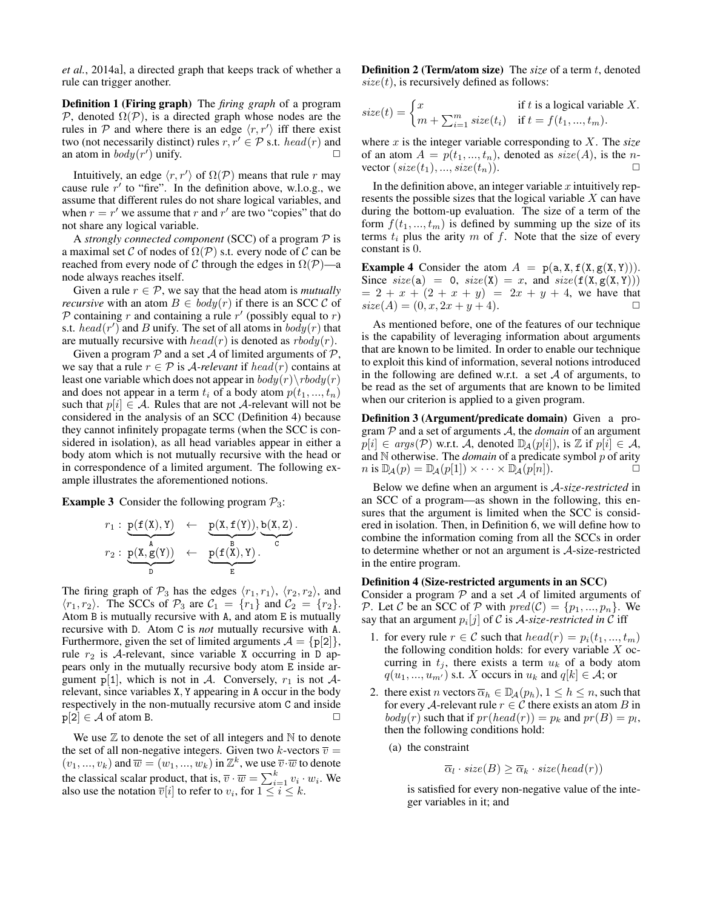*et al.*, 2014a], a directed graph that keeps track of whether a rule can trigger another.

**Definition 1 (Firing graph)** The *firing graph* of a program $\mathcal{P}$, denoted $\Omega(\mathcal{P})$, is a directed graph whose nodes are the rules in $\mathcal{P}$ and where there is an edge $\langle r, r' \rangle$ iff there exist two (not necessarily distinct) rules $r, r' \in \mathcal{P}$ s.t. $head(r)$ and an atom in $body(r')$ unify. $\square$

Intuitively, an edge $\langle r, r' \rangle$ of $\Omega(\mathcal{P})$ means that rule $r$ may cause rule $r'$ to "fire". In the definition above, w.l.o.g., we assume that different rules do not share logical variables, and when $r = r'$ we assume that $r$ and $r'$ are two "copies" that do not share any logical variable.

A *strongly connected component* (SCC) of a program $\mathcal{P}$ is a maximal set $\mathcal{C}$ of nodes of $\Omega(\mathcal{P})$ s.t. every node of $\mathcal{C}$ can be reached from every node of $\mathcal{C}$ through the edges in $\Omega(\mathcal{P})$—a node always reaches itself.

Given a rule $r \in \mathcal{P}$, we say that the head atom is *mutually recursive* with an atom $B \in body(r)$ if there is an SCC $\mathcal{C}$ of $\mathcal{P}$ containing $r$ and containing a rule $r'$ (possibly equal to $r$) s.t. $head(r')$ and $B$ unify. The set of all atoms in $body(r)$ that are mutually recursive with $head(r)$ is denoted as $rbody(r)$.

Given a program $\mathcal{P}$ and a set $\mathcal{A}$ of limited arguments of $\mathcal{P}$, we say that a rule $r \in \mathcal{P}$ is *$\mathcal{A}$-relevant* if $head(r)$ contains at least one variable which does not appear in $body(r) \setminus rbody(r)$ and does not appear in a term $t_i$ of a body atom $p(t_1, ..., t_n)$ such that $p[i] \in \mathcal{A}$. Rules that are not $\mathcal{A}$-relevant will not be considered in the analysis of an SCC (Definition 4) because they cannot infinitely propagate terms (when the SCC is considered in isolation), as all head variables appear in either a body atom which is not mutually recursive with the head or in correspondence of a limited argument. The following example illustrates the aforementioned notions.

**Example 3** Consider the following program $\mathcal{P}_3$:

$$r_1 : \underbrace{\mathtt{p(f(X),Y)}}_{\mathtt{A}} \;\leftarrow\; \underbrace{\mathtt{p(X,f(Y))}}_{\mathtt{B}}, \underbrace{\mathtt{b(X,Z)}}_{\mathtt{C}}.$$
$$r_2 : \underbrace{\mathtt{p(X,g(Y))}}_{\mathtt{D}} \;\leftarrow\; \underbrace{\mathtt{p(f(X),Y)}}_{\mathtt{E}}.$$

The firing graph of $\mathcal{P}_3$ has the edges $\langle r_1, r_1 \rangle$, $\langle r_2, r_2 \rangle$, and $\langle r_1, r_2 \rangle$. The SCCs of $\mathcal{P}_3$ are $\mathcal{C}_1 = \{r_1\}$ and $\mathcal{C}_2 = \{r_2\}$. Atom B is mutually recursive with A, and atom E is mutually recursive with D. Atom C is *not* mutually recursive with A. Furthermore, given the set of limited arguments $\mathcal{A} = \{\mathtt{p}[2]\}$, rule $r_2$ is $\mathcal{A}$-relevant, since variable X occurring in D appears only in the mutually recursive body atom E inside argument $\mathtt{p}[1]$, which is not in $\mathcal{A}$. Conversely, $r_1$ is not $\mathcal{A}$-relevant, since variables X, Y appearing in A occur in the body respectively in the non-mutually recursive atom C and inside $\mathtt{p}[2] \in \mathcal{A}$ of atom B. $\square$

We use $\mathbb{Z}$ to denote the set of all integers and $\mathbb{N}$ to denote the set of all non-negative integers. Given two $k$-vectors $\overline{v} = (v_1, ..., v_k)$ and $\overline{w} = (w_1, ..., w_k)$ in $\mathbb{Z}^k$, we use $\overline{v} \cdot \overline{w}$ to denote the classical scalar product, that is, $\overline{v} \cdot \overline{w} = \sum_{i=1}^{k} v_i \cdot w_i$. We also use the notation $\overline{v}[i]$ to refer to $v_i$, for $1 \leq i \leq k$.

**Definition 2 (Term/atom size)** The *size* of a term $t$, denoted $size(t)$, is recursively defined as follows:

$$size(t) = \begin{cases} x & \text{if } t \text{ is a logical variable } X. \\ m + \sum_{i=1}^{m} size(t_i) & \text{if } t = f(t_1, ..., t_m). \end{cases}$$

where $x$ is the integer variable corresponding to $X$. The *size* of an atom $A = p(t_1, ..., t_n)$, denoted as $size(A)$, is the $n$-vector $(size(t_1), ..., size(t_n))$. $\square$

In the definition above, an integer variable $x$ intuitively represents the possible sizes that the logical variable $X$ can have during the bottom-up evaluation. The size of a term of the form $f(t_1, ..., t_m)$ is defined by summing up the size of its terms $t_i$ plus the arity $m$ of $f$. Note that the size of every constant is 0.

**Example 4** Consider the atom $A = \mathtt{p(a,X,f(X,g(X,Y)))}$. Since $size(\mathtt{a}) = 0$, $size(\mathtt{X}) = x$, and $size(\mathtt{f(X,g(X,Y))}) = 2 + x + (2 + x + y) = 2x + y + 4$, we have that $size(A) = (0, x, 2x + y + 4)$. $\square$

As mentioned before, one of the features of our technique is the capability of leveraging information about arguments that are known to be limited. In order to enable our technique to exploit this kind of information, several notions introduced in the following are defined w.r.t. a set $\mathcal{A}$ of arguments, to be read as the set of arguments that are known to be limited when our criterion is applied to a given program.

**Definition 3 (Argument/predicate domain)** Given a program $\mathcal{P}$ and a set of arguments $\mathcal{A}$, the *domain* of an argument $p[i] \in args(\mathcal{P})$ w.r.t. $\mathcal{A}$, denoted $\mathbb{D}_{\mathcal{A}}(p[i])$, is $\mathbb{Z}$ if $p[i] \in \mathcal{A}$, and $\mathbb{N}$ otherwise. The *domain* of a predicate symbol $p$ of arity $n$ is $\mathbb{D}_{\mathcal{A}}(p) = \mathbb{D}_{\mathcal{A}}(p[1]) \times \cdots \times \mathbb{D}_{\mathcal{A}}(p[n])$. $\square$

Below we define when an argument is *$\mathcal{A}$-size-restricted* in an SCC of a program—as shown in the following, this ensures that the argument is limited when the SCC is considered in isolation. Then, in Definition 6, we will define how to combine the information coming from all the SCCs in order to determine whether or not an argument is $\mathcal{A}$-size-restricted in the entire program.

**Definition 4 (Size-restricted arguments in an SCC)** Consider a program $\mathcal{P}$ and a set $\mathcal{A}$ of limited arguments of $\mathcal{P}$. Let $\mathcal{C}$ be an SCC of $\mathcal{P}$ with $pred(\mathcal{C}) = \{p_1, ..., p_n\}$. We say that an argument $p_i[j]$ of $\mathcal{C}$ is *$\mathcal{A}$-size-restricted in $\mathcal{C}$* iff

1. for every rule $r \in \mathcal{C}$ such that $head(r) = p_i(t_1, ..., t_m)$ the following condition holds: for every variable $X$ occurring in $t_j$, there exists a term $u_k$ of a body atom $q(u_1, ..., u_{m'})$ s.t. $X$ occurs in $u_k$ and $q[k] \in \mathcal{A}$; or
2. there exist $n$ vectors $\overline{\alpha}_h \in \mathbb{D}_{\mathcal{A}}(p_h)$, $1 \leq h \leq n$, such that for every $\mathcal{A}$-relevant rule $r \in \mathcal{C}$ there exists an atom $B$ in $body(r)$ such that if $pr(head(r)) = p_k$ and $pr(B) = p_l$, then the following conditions hold:
   (a) the constraint
   $$\overline{\alpha}_l \cdot size(B) \geq \overline{\alpha}_k \cdot size(head(r))$$
   is satisfied for every non-negative value of the integer variables in it; and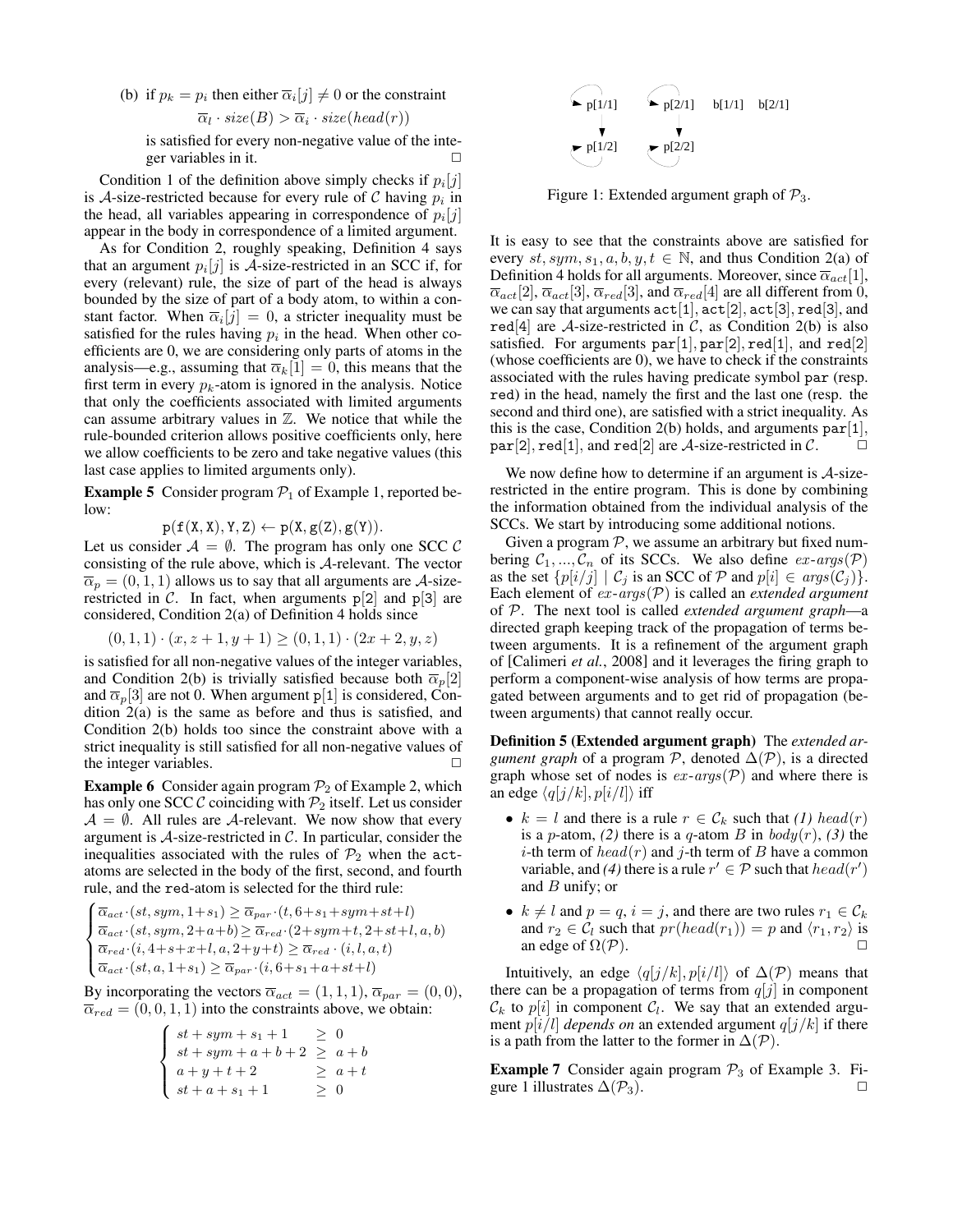(b) if $p_k = p_i$ then either $\overline{\alpha}_i[j] \neq 0$ or the constraint

$$\overline{\alpha}_l \cdot size(B) > \overline{\alpha}_i \cdot size(head(r))$$

is satisfied for every non-negative value of the integer variables in it. □

Condition 1 of the definition above simply checks if $p_i[j]$ is $\mathcal{A}$-size-restricted because for every rule of $\mathcal{C}$ having $p_i$ in the head, all variables appearing in correspondence of $p_i[j]$ appear in the body in correspondence of a limited argument.

As for Condition 2, roughly speaking, Definition 4 says that an argument $p_i[j]$ is $\mathcal{A}$-size-restricted in an SCC if, for every (relevant) rule, the size of part of the head is always bounded by the size of part of a body atom, to within a constant factor. When $\overline{\alpha}_i[j] = 0$, a stricter inequality must be satisfied for the rules having $p_i$ in the head. When other coefficients are 0, we are considering only parts of atoms in the analysis—e.g., assuming that $\overline{\alpha}_k[1] = 0$, this means that the first term in every $p_k$-atom is ignored in the analysis. Notice that only the coefficients associated with limited arguments can assume arbitrary values in $\mathbb{Z}$. We notice that while the rule-bounded criterion allows positive coefficients only, here we allow coefficients to be zero and take negative values (this last case applies to limited arguments only).

**Example 5** Consider program $\mathcal{P}_1$ of Example 1, reported below:

$$\texttt{p(f(X,X),Y,Z)} \leftarrow \texttt{p(X,g(Z),g(Y))}.$$

Let us consider $\mathcal{A} = \emptyset$. The program has only one SCC $\mathcal{C}$ consisting of the rule above, which is $\mathcal{A}$-relevant. The vector $\overline{\alpha}_p = (0, 1, 1)$ allows us to say that all arguments are $\mathcal{A}$-size-restricted in $\mathcal{C}$. In fact, when arguments p[2] and p[3] are considered, Condition 2(a) of Definition 4 holds since

$$(0, 1, 1) \cdot (x, z + 1, y + 1) \geq (0, 1, 1) \cdot (2x + 2, y, z)$$

is satisfied for all non-negative values of the integer variables, and Condition 2(b) is trivially satisfied because both $\overline{\alpha}_p[2]$ and $\overline{\alpha}_p[3]$ are not 0. When argument p[1] is considered, Condition 2(a) is the same as before and thus is satisfied, and Condition 2(b) holds too since the constraint above with a strict inequality is still satisfied for all non-negative values of the integer variables. □

**Example 6** Consider again program $\mathcal{P}_2$ of Example 2, which has only one SCC $\mathcal{C}$ coinciding with $\mathcal{P}_2$ itself. Let us consider $\mathcal{A} = \emptyset$. All rules are $\mathcal{A}$-relevant. We now show that every argument is $\mathcal{A}$-size-restricted in $\mathcal{C}$. In particular, consider the inequalities associated with the rules of $\mathcal{P}_2$ when the act-atoms are selected in the body of the first, second, and fourth rule, and the red-atom is selected for the third rule:

$$\begin{cases} \overline{\alpha}_{act} \cdot (st, sym, 1{+}s_1) \geq \overline{\alpha}_{par} \cdot (t, 6{+}s_1{+}sym{+}st{+}l) \\ \overline{\alpha}_{act} \cdot (st, sym, 2{+}a{+}b) \geq \overline{\alpha}_{red} \cdot (2{+}sym{+}t, 2{+}st{+}l, a, b) \\ \overline{\alpha}_{red} \cdot (i, 4{+}s{+}x{+}l, a, 2{+}y{+}t) \geq \overline{\alpha}_{red} \cdot (i, l, a, t) \\ \overline{\alpha}_{act} \cdot (st, a, 1{+}s_1) \geq \overline{\alpha}_{par} \cdot (i, 6{+}s_1{+}a{+}st{+}l) \end{cases}$$

By incorporating the vectors $\overline{\alpha}_{act} = (1, 1, 1)$, $\overline{\alpha}_{par} = (0, 0)$, $\overline{\alpha}_{red} = (0, 0, 1, 1)$ into the constraints above, we obtain:

$$\begin{cases} st + sym + s_1 + 1 & \geq 0 \\ st + sym + a + b + 2 & \geq a + b \\ a + y + t + 2 & \geq a + t \\ st + a + s_1 + 1 & \geq 0 \end{cases}$$

It is easy to see that the constraints above are satisfied for every $st, sym, s_1, a, b, y, t \in \mathbb{N}$, and thus Condition 2(a) of Definition 4 holds for all arguments. Moreover, since $\overline{\alpha}_{act}[1]$, $\overline{\alpha}_{act}[2]$, $\overline{\alpha}_{act}[3]$, $\overline{\alpha}_{red}[3]$, and $\overline{\alpha}_{red}[4]$ are all different from 0, we can say that arguments act[1], act[2], act[3], red[3], and red[4] are $\mathcal{A}$-size-restricted in $\mathcal{C}$, as Condition 2(b) is also satisfied. For arguments par[1], par[2], red[1], and red[2] (whose coefficients are 0), we have to check if the constraints associated with the rules having predicate symbol par (resp. red) in the head, namely the first and the last one (resp. the second and third one), are satisfied with a strict inequality. As this is the case, Condition 2(b) holds, and arguments par[1], par[2], red[1], and red[2] are $\mathcal{A}$-size-restricted in $\mathcal{C}$. □

```
 ↻ p[1/1]     ↻ p[2/1]     b[1/1]   b[2/1]
     ↓             ↓
 ↻ p[1/2]     ↻ p[2/2]
```

Figure 1: Extended argument graph of $\mathcal{P}_3$.

We now define how to determine if an argument is $\mathcal{A}$-size-restricted in the entire program. This is done by combining the information obtained from the individual analysis of the SCCs. We start by introducing some additional notions.

Given a program $\mathcal{P}$, we assume an arbitrary but fixed numbering $\mathcal{C}_1, ..., \mathcal{C}_n$ of its SCCs. We also define $ex\text{-}args(\mathcal{P})$ as the set $\{p[i/j] \mid \mathcal{C}_j \text{ is an SCC of } \mathcal{P} \text{ and } p[i] \in args(\mathcal{C}_j)\}$. Each element of $ex\text{-}args(\mathcal{P})$ is called an *extended argument* of $\mathcal{P}$. The next tool is called *extended argument graph*—a directed graph keeping track of the propagation of terms between arguments. It is a refinement of the argument graph of [Calimeri *et al.*, 2008] and it leverages the firing graph to perform a component-wise analysis of how terms are propagated between arguments and to get rid of propagation (between arguments) that cannot really occur.

**Definition 5 (Extended argument graph)** The *extended argument graph* of a program $\mathcal{P}$, denoted $\Delta(\mathcal{P})$, is a directed graph whose set of nodes is $ex\text{-}args(\mathcal{P})$ and where there is an edge $\langle q[j/k], p[i/l] \rangle$ iff

- $k = l$ and there is a rule $r \in \mathcal{C}_k$ such that *(1)* $head(r)$ is a $p$-atom, *(2)* there is a $q$-atom $B$ in $body(r)$, *(3)* the $i$-th term of $head(r)$ and $j$-th term of $B$ have a common variable, and *(4)* there is a rule $r' \in \mathcal{P}$ such that $head(r')$ and $B$ unify; or
- $k \neq l$ and $p = q$, $i = j$, and there are two rules $r_1 \in \mathcal{C}_k$ and $r_2 \in \mathcal{C}_l$ such that $pr(head(r_1)) = p$ and $\langle r_1, r_2 \rangle$ is an edge of $\Omega(\mathcal{P})$. □

Intuitively, an edge $\langle q[j/k], p[i/l] \rangle$ of $\Delta(\mathcal{P})$ means that there can be a propagation of terms from $q[j]$ in component $\mathcal{C}_k$ to $p[i]$ in component $\mathcal{C}_l$. We say that an extended argument $p[i/l]$ *depends on* an extended argument $q[j/k]$ if there is a path from the latter to the former in $\Delta(\mathcal{P})$.

**Example 7** Consider again program $\mathcal{P}_3$ of Example 3. Figure 1 illustrates $\Delta(\mathcal{P}_3)$. □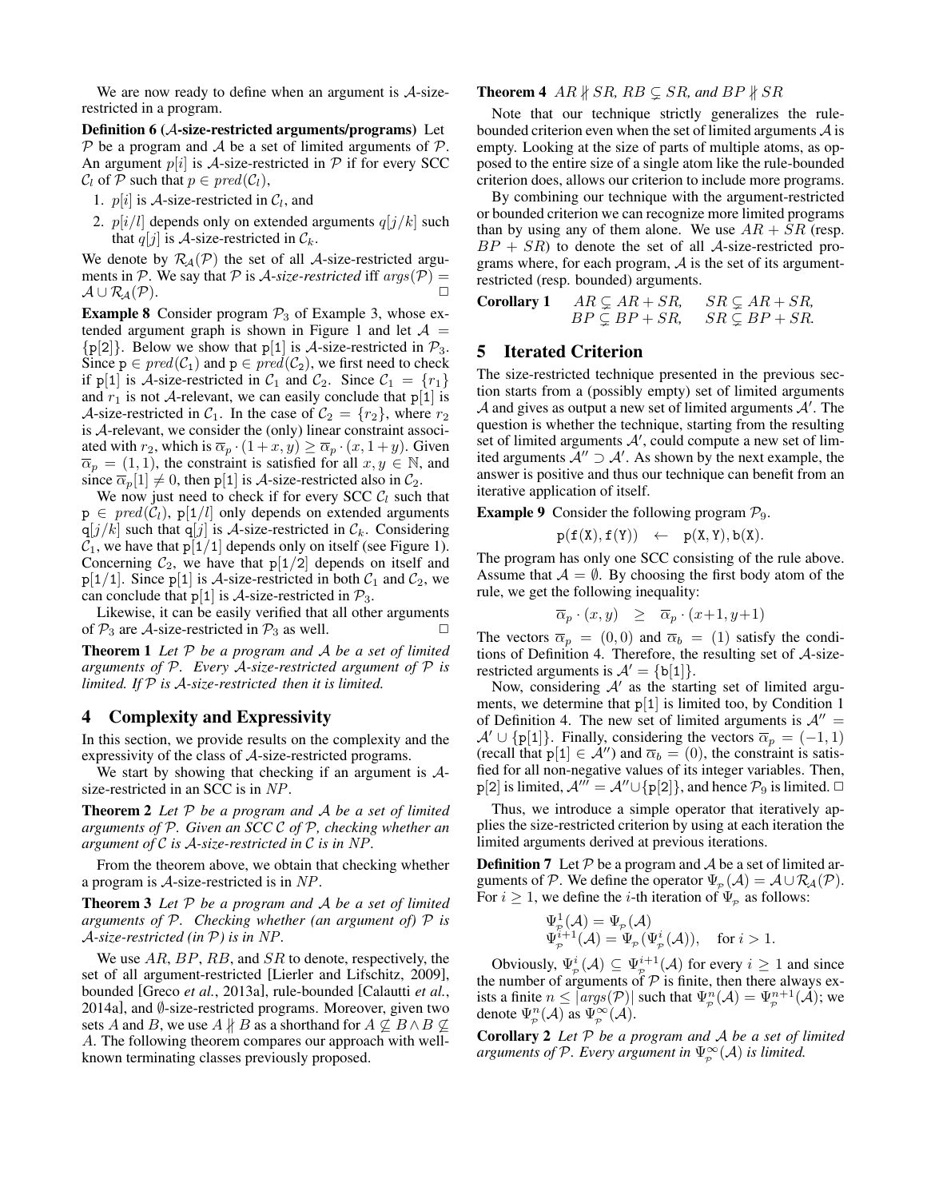We are now ready to define when an argument is $\mathcal{A}$-size-restricted in a program.

**Definition 6 ($\mathcal{A}$-size-restricted arguments/programs)** Let $\mathcal{P}$ be a program and $\mathcal{A}$ be a set of limited arguments of $\mathcal{P}$. An argument $p[i]$ is $\mathcal{A}$-size-restricted in $\mathcal{P}$ if for every SCC $\mathcal{C}_l$ of $\mathcal{P}$ such that $p \in pred(\mathcal{C}_l)$,

1. $p[i]$ is $\mathcal{A}$-size-restricted in $\mathcal{C}_l$, and
2. $p[i/l]$ depends only on extended arguments $q[j/k]$ such that $q[j]$ is $\mathcal{A}$-size-restricted in $\mathcal{C}_k$.

We denote by $\mathcal{R}_{\mathcal{A}}(\mathcal{P})$ the set of all $\mathcal{A}$-size-restricted arguments in $\mathcal{P}$. We say that $\mathcal{P}$ is *$\mathcal{A}$-size-restricted* iff $args(\mathcal{P}) = \mathcal{A} \cup \mathcal{R}_{\mathcal{A}}(\mathcal{P})$. □

**Example 8** Consider program $\mathcal{P}_3$ of Example 3, whose extended argument graph is shown in Figure 1 and let $\mathcal{A} = \{\texttt{p[2]}\}$. Below we show that p[1] is $\mathcal{A}$-size-restricted in $\mathcal{P}_3$. Since $\texttt{p} \in pred(\mathcal{C}_1)$ and $\texttt{p} \in pred(\mathcal{C}_2)$, we first need to check if p[1] is $\mathcal{A}$-size-restricted in $\mathcal{C}_1$ and $\mathcal{C}_2$. Since $\mathcal{C}_1 = \{r_1\}$ and $r_1$ is not $\mathcal{A}$-relevant, we can easily conclude that p[1] is $\mathcal{A}$-size-restricted in $\mathcal{C}_1$. In the case of $\mathcal{C}_2 = \{r_2\}$, where $r_2$ is $\mathcal{A}$-relevant, we consider the (only) linear constraint associated with $r_2$, which is $\overline{\alpha}_p \cdot (1+x, y) \geq \overline{\alpha}_p \cdot (x, 1+y)$. Given $\overline{\alpha}_p = (1, 1)$, the constraint is satisfied for all $x, y \in \mathbb{N}$, and since $\overline{\alpha}_p[1] \neq 0$, then p[1] is $\mathcal{A}$-size-restricted also in $\mathcal{C}_2$.

We now just need to check if for every SCC $\mathcal{C}_l$ such that $\texttt{p} \in pred(\mathcal{C}_l)$, p[1/l] only depends on extended arguments q[j/k] such that q[j] is $\mathcal{A}$-size-restricted in $\mathcal{C}_k$. Considering $\mathcal{C}_1$, we have that p[1/1] depends only on itself (see Figure 1). Concerning $\mathcal{C}_2$, we have that p[1/2] depends on itself and p[1/1]. Since p[1] is $\mathcal{A}$-size-restricted in both $\mathcal{C}_1$ and $\mathcal{C}_2$, we can conclude that p[1] is $\mathcal{A}$-size-restricted in $\mathcal{P}_3$.

Likewise, it can be easily verified that all other arguments of $\mathcal{P}_3$ are $\mathcal{A}$-size-restricted in $\mathcal{P}_3$ as well. □

**Theorem 1** *Let $\mathcal{P}$ be a program and $\mathcal{A}$ be a set of limited arguments of $\mathcal{P}$. Every $\mathcal{A}$-size-restricted argument of $\mathcal{P}$ is limited. If $\mathcal{P}$ is $\mathcal{A}$-size-restricted then it is limited.*

## 4 Complexity and Expressivity

In this section, we provide results on the complexity and the expressivity of the class of $\mathcal{A}$-size-restricted programs.

We start by showing that checking if an argument is $\mathcal{A}$-size-restricted in an SCC is in $NP$.

**Theorem 2** *Let $\mathcal{P}$ be a program and $\mathcal{A}$ be a set of limited arguments of $\mathcal{P}$. Given an SCC $\mathcal{C}$ of $\mathcal{P}$, checking whether an argument of $\mathcal{C}$ is $\mathcal{A}$-size-restricted in $\mathcal{C}$ is in $NP$.*

From the theorem above, we obtain that checking whether a program is $\mathcal{A}$-size-restricted is in $NP$.

**Theorem 3** *Let $\mathcal{P}$ be a program and $\mathcal{A}$ be a set of limited arguments of $\mathcal{P}$. Checking whether (an argument of) $\mathcal{P}$ is $\mathcal{A}$-size-restricted (in $\mathcal{P}$) is in $NP$.*

We use $AR$, $BP$, $RB$, and $SR$ to denote, respectively, the set of all argument-restricted [Lierler and Lifschitz, 2009], bounded [Greco *et al.*, 2013a], rule-bounded [Calautti *et al.*, 2014a], and $\emptyset$-size-restricted programs. Moreover, given two sets $A$ and $B$, we use $A \not\parallel B$ as a shorthand for $A \not\subseteq B \wedge B \not\subseteq A$. The following theorem compares our approach with well-known terminating classes previously proposed.

**Theorem 4** *$AR \not\parallel SR$, $RB \subsetneq SR$, and $BP \not\parallel SR$*

Note that our technique strictly generalizes the rule-bounded criterion even when the set of limited arguments $\mathcal{A}$ is empty. Looking at the size of parts of multiple atoms, as opposed to the entire size of a single atom like the rule-bounded criterion does, allows our criterion to include more programs.

By combining our technique with the argument-restricted or bounded criterion we can recognize more limited programs than by using any of them alone. We use $AR + SR$ (resp. $BP + SR$) to denote the set of all $\mathcal{A}$-size-restricted programs where, for each program, $\mathcal{A}$ is the set of its argument-restricted (resp. bounded) arguments.

**Corollary 1** $AR \subsetneq AR + SR, \quad SR \subsetneq AR + SR,$
$BP \subsetneq BP + SR, \quad SR \subsetneq BP + SR.$

## 5 Iterated Criterion

The size-restricted technique presented in the previous section starts from a (possibly empty) set of limited arguments $\mathcal{A}$ and gives as output a new set of limited arguments $\mathcal{A}'$. The question is whether the technique, starting from the resulting set of limited arguments $\mathcal{A}'$, could compute a new set of limited arguments $\mathcal{A}'' \supset \mathcal{A}'$. As shown by the next example, the answer is positive and thus our technique can benefit from an iterative application of itself.

**Example 9** Consider the following program $\mathcal{P}_9$.

$$\texttt{p(f(X), f(Y))} \quad \leftarrow \quad \texttt{p(X, Y), b(X).}$$

The program has only one SCC consisting of the rule above. Assume that $\mathcal{A} = \emptyset$. By choosing the first body atom of the rule, we get the following inequality:

$$\overline{\alpha}_p \cdot (x, y) \quad \geq \quad \overline{\alpha}_p \cdot (x{+}1, y{+}1)$$

The vectors $\overline{\alpha}_p = (0, 0)$ and $\overline{\alpha}_b = (1)$ satisfy the conditions of Definition 4. Therefore, the resulting set of $\mathcal{A}$-size-restricted arguments is $\mathcal{A}' = \{\texttt{b[1]}\}$.

Now, considering $\mathcal{A}'$ as the starting set of limited arguments, we determine that p[1] is limited too, by Condition 1 of Definition 4. The new set of limited arguments is $\mathcal{A}'' = \mathcal{A}' \cup \{\texttt{p[1]}\}$. Finally, considering the vectors $\overline{\alpha}_p = (-1, 1)$ (recall that $\texttt{p[1]} \in \mathcal{A}''$) and $\overline{\alpha}_b = (0)$, the constraint is satisfied for all non-negative values of its integer variables. Then, p[2] is limited, $\mathcal{A}''' = \mathcal{A}'' \cup \{\texttt{p[2]}\}$, and hence $\mathcal{P}_9$ is limited. □

Thus, we introduce a simple operator that iteratively applies the size-restricted criterion by using at each iteration the limited arguments derived at previous iterations.

**Definition 7** Let $\mathcal{P}$ be a program and $\mathcal{A}$ be a set of limited arguments of $\mathcal{P}$. We define the operator $\Psi_{\mathcal{P}}(\mathcal{A}) = \mathcal{A} \cup \mathcal{R}_{\mathcal{A}}(\mathcal{P})$. For $i \geq 1$, we define the $i$-th iteration of $\Psi_{\mathcal{P}}$ as follows:

$$\begin{array}{l} \Psi_{\mathcal{P}}^{1}(\mathcal{A}) = \Psi_{\mathcal{P}}(\mathcal{A}) \\ \Psi_{\mathcal{P}}^{i+1}(\mathcal{A}) = \Psi_{\mathcal{P}}(\Psi_{\mathcal{P}}^{i}(\mathcal{A})), \quad \text{for } i > 1. \end{array}$$

Obviously, $\Psi_{\mathcal{P}}^{i}(\mathcal{A}) \subseteq \Psi_{\mathcal{P}}^{i+1}(\mathcal{A})$ for every $i \geq 1$ and since the number of arguments of $\mathcal{P}$ is finite, then there always exists a finite $n \leq |args(\mathcal{P})|$ such that $\Psi_{\mathcal{P}}^{n}(\mathcal{A}) = \Psi_{\mathcal{P}}^{n+1}(\mathcal{A})$; we denote $\Psi_{\mathcal{P}}^{n}(\mathcal{A})$ as $\Psi_{\mathcal{P}}^{\infty}(\mathcal{A})$.

**Corollary 2** *Let $\mathcal{P}$ be a program and $\mathcal{A}$ be a set of limited arguments of $\mathcal{P}$. Every argument in $\Psi_{\mathcal{P}}^{\infty}(\mathcal{A})$ is limited.*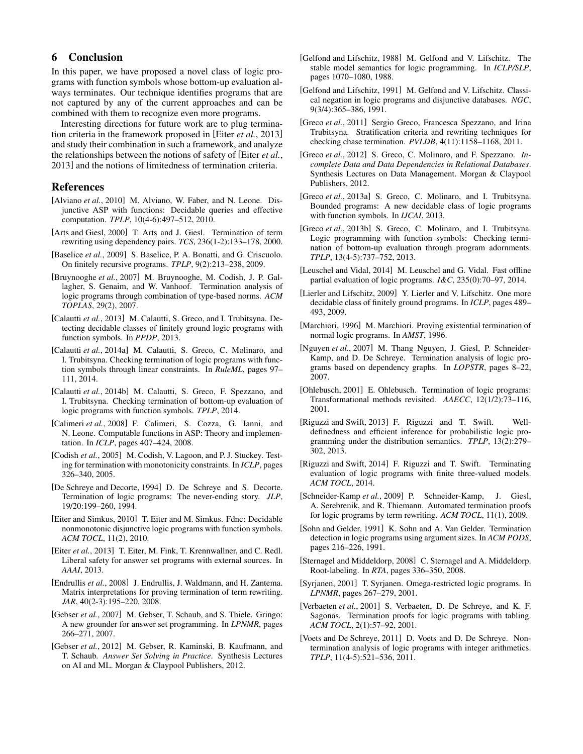## 6 Conclusion

In this paper, we have proposed a novel class of logic programs with function symbols whose bottom-up evaluation always terminates. Our technique identifies programs that are not captured by any of the current approaches and can be combined with them to recognize even more programs.

Interesting directions for future work are to plug termination criteria in the framework proposed in [Eiter *et al.*, 2013] and study their combination in such a framework, and analyze the relationships between the notions of safety of [Eiter *et al.*, 2013] and the notions of limitedness of termination criteria.

## References

[Alviano *et al.*, 2010] M. Alviano, W. Faber, and N. Leone. Disjunctive ASP with functions: Decidable queries and effective computation. *TPLP*, 10(4-6):497–512, 2010.

[Arts and Giesl, 2000] T. Arts and J. Giesl. Termination of term rewriting using dependency pairs. *TCS*, 236(1-2):133–178, 2000.

[Baselice *et al.*, 2009] S. Baselice, P. A. Bonatti, and G. Criscuolo. On finitely recursive programs. *TPLP*, 9(2):213–238, 2009.

[Bruynooghe *et al.*, 2007] M. Bruynooghe, M. Codish, J. P. Gallagher, S. Genaim, and W. Vanhoof. Termination analysis of logic programs through combination of type-based norms. *ACM TOPLAS*, 29(2), 2007.

[Calautti *et al.*, 2013] M. Calautti, S. Greco, and I. Trubitsyna. Detecting decidable classes of finitely ground logic programs with function symbols. In *PPDP*, 2013.

[Calautti *et al.*, 2014a] M. Calautti, S. Greco, C. Molinaro, and I. Trubitsyna. Checking termination of logic programs with function symbols through linear constraints. In *RuleML*, pages 97–111, 2014.

[Calautti *et al.*, 2014b] M. Calautti, S. Greco, F. Spezzano, and I. Trubitsyna. Checking termination of bottom-up evaluation of logic programs with function symbols. *TPLP*, 2014.

[Calimeri *et al.*, 2008] F. Calimeri, S. Cozza, G. Ianni, and N. Leone. Computable functions in ASP: Theory and implementation. In *ICLP*, pages 407–424, 2008.

[Codish *et al.*, 2005] M. Codish, V. Lagoon, and P. J. Stuckey. Testing for termination with monotonicity constraints. In *ICLP*, pages 326–340, 2005.

[De Schreye and Decorte, 1994] D. De Schreye and S. Decorte. Termination of logic programs: The never-ending story. *JLP*, 19/20:199–260, 1994.

[Eiter and Simkus, 2010] T. Eiter and M. Simkus. Fdnc: Decidable nonmonotonic disjunctive logic programs with function symbols. *ACM TOCL*, 11(2), 2010.

[Eiter *et al.*, 2013] T. Eiter, M. Fink, T. Krennwallner, and C. Redl. Liberal safety for answer set programs with external sources. In *AAAI*, 2013.

[Endrullis *et al.*, 2008] J. Endrullis, J. Waldmann, and H. Zantema. Matrix interpretations for proving termination of term rewriting. *JAR*, 40(2-3):195–220, 2008.

[Gebser *et al.*, 2007] M. Gebser, T. Schaub, and S. Thiele. Gringo: A new grounder for answer set programming. In *LPNMR*, pages 266–271, 2007.

[Gebser *et al.*, 2012] M. Gebser, R. Kaminski, B. Kaufmann, and T. Schaub. *Answer Set Solving in Practice*. Synthesis Lectures on AI and ML. Morgan & Claypool Publishers, 2012.

[Gelfond and Lifschitz, 1988] M. Gelfond and V. Lifschitz. The stable model semantics for logic programming. In *ICLP/SLP*, pages 1070–1080, 1988.

[Gelfond and Lifschitz, 1991] M. Gelfond and V. Lifschitz. Classical negation in logic programs and disjunctive databases. *NGC*, 9(3/4):365–386, 1991.

[Greco *et al.*, 2011] Sergio Greco, Francesca Spezzano, and Irina Trubitsyna. Stratification criteria and rewriting techniques for checking chase termination. *PVLDB*, 4(11):1158–1168, 2011.

[Greco *et al.*, 2012] S. Greco, C. Molinaro, and F. Spezzano. *Incomplete Data and Data Dependencies in Relational Databases*. Synthesis Lectures on Data Management. Morgan & Claypool Publishers, 2012.

[Greco *et al.*, 2013a] S. Greco, C. Molinaro, and I. Trubitsyna. Bounded programs: A new decidable class of logic programs with function symbols. In *IJCAI*, 2013.

[Greco *et al.*, 2013b] S. Greco, C. Molinaro, and I. Trubitsyna. Logic programming with function symbols: Checking termination of bottom-up evaluation through program adornments. *TPLP*, 13(4-5):737–752, 2013.

[Leuschel and Vidal, 2014] M. Leuschel and G. Vidal. Fast offline partial evaluation of logic programs. *I&C*, 235(0):70–97, 2014.

[Lierler and Lifschitz, 2009] Y. Lierler and V. Lifschitz. One more decidable class of finitely ground programs. In *ICLP*, pages 489–493, 2009.

[Marchiori, 1996] M. Marchiori. Proving existential termination of normal logic programs. In *AMST*, 1996.

[Nguyen *et al.*, 2007] M. Thang Nguyen, J. Giesl, P. Schneider-Kamp, and D. De Schreye. Termination analysis of logic programs based on dependency graphs. In *LOPSTR*, pages 8–22, 2007.

[Ohlebusch, 2001] E. Ohlebusch. Termination of logic programs: Transformational methods revisited. *AAECC*, 12(1/2):73–116, 2001.

[Riguzzi and Swift, 2013] F. Riguzzi and T. Swift. Well-definedness and efficient inference for probabilistic logic programming under the distribution semantics. *TPLP*, 13(2):279–302, 2013.

[Riguzzi and Swift, 2014] F. Riguzzi and T. Swift. Terminating evaluation of logic programs with finite three-valued models. *ACM TOCL*, 2014.

[Schneider-Kamp *et al.*, 2009] P. Schneider-Kamp, J. Giesl, A. Serebrenik, and R. Thiemann. Automated termination proofs for logic programs by term rewriting. *ACM TOCL*, 11(1), 2009.

[Sohn and Gelder, 1991] K. Sohn and A. Van Gelder. Termination detection in logic programs using argument sizes. In *ACM PODS*, pages 216–226, 1991.

[Sternagel and Middeldorp, 2008] C. Sternagel and A. Middeldorp. Root-labeling. In *RTA*, pages 336–350, 2008.

[Syrjanen, 2001] T. Syrjanen. Omega-restricted logic programs. In *LPNMR*, pages 267–279, 2001.

[Verbaeten *et al.*, 2001] S. Verbaeten, D. De Schreye, and K. F. Sagonas. Termination proofs for logic programs with tabling. *ACM TOCL*, 2(1):57–92, 2001.

[Voets and De Schreye, 2011] D. Voets and D. De Schreye. Non-termination analysis of logic programs with integer arithmetics. *TPLP*, 11(4-5):521–536, 2011.